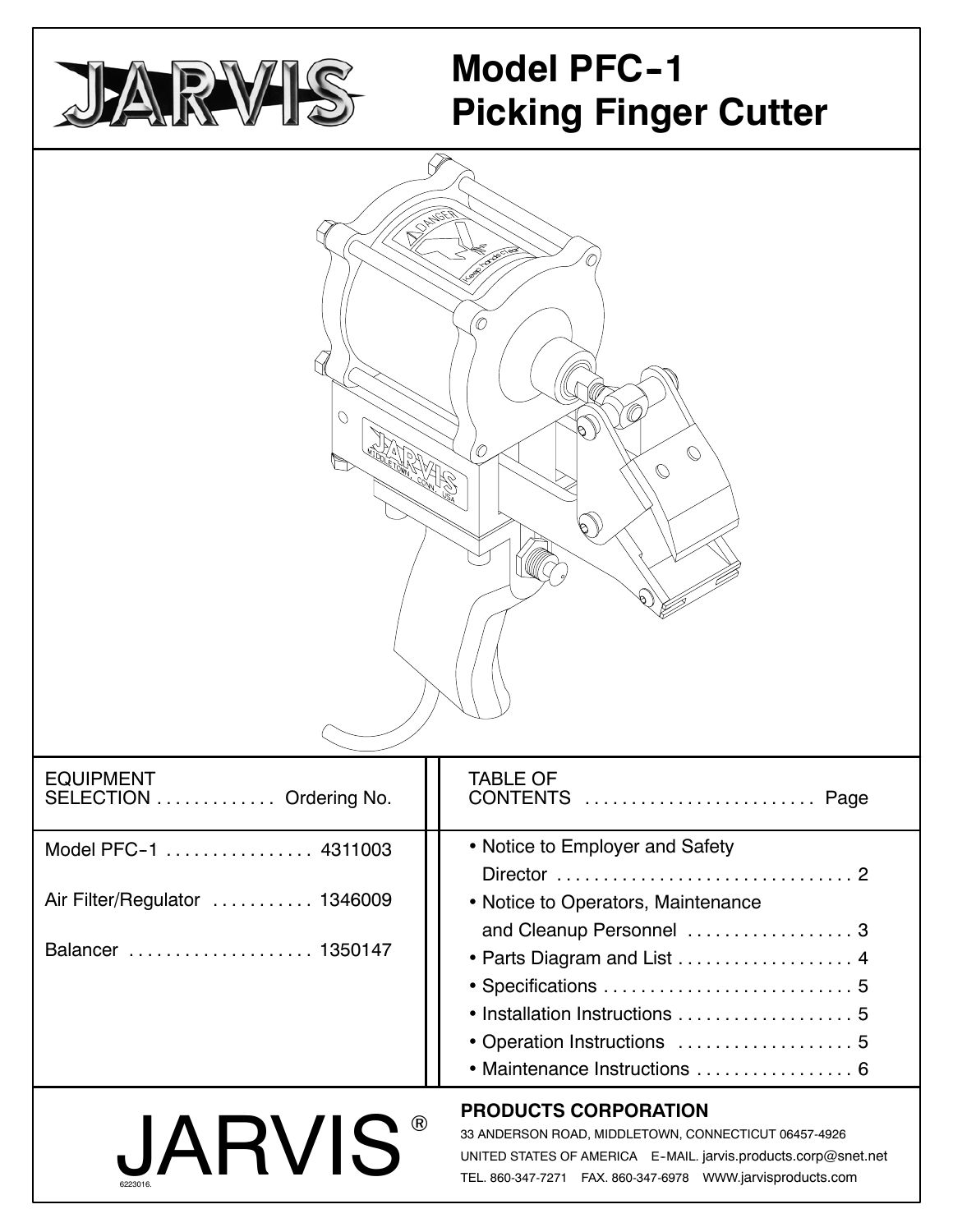# Model PFC-1 Picking Finger Cutter

| EQUIPMENT SELECTION | Ordering No. |
| --- | --- |
| Model PFC-1 | 4311003 |
| Air Filter/Regulator | 1346009 |
| Balancer | 1350147 |

| TABLE OF CONTENTS | Page |
| --- | --- |
| • Notice to Employer and Safety Director | 2 |
| • Notice to Operators, Maintenance and Cleanup Personnel | 3 |
| • Parts Diagram and List | 4 |
| • Specifications | 5 |
| • Installation Instructions | 5 |
| • Operation Instructions | 5 |
| • Maintenance Instructions | 6 |

JARVIS®

6223016.

**PRODUCTS CORPORATION**

33 ANDERSON ROAD, MIDDLETOWN, CONNECTICUT 06457-4926
UNITED STATES OF AMERICA E-MAIL. jarvis.products.corp@snet.net
TEL. 860-347-7271 FAX. 860-347-6978 WWW.jarvisproducts.com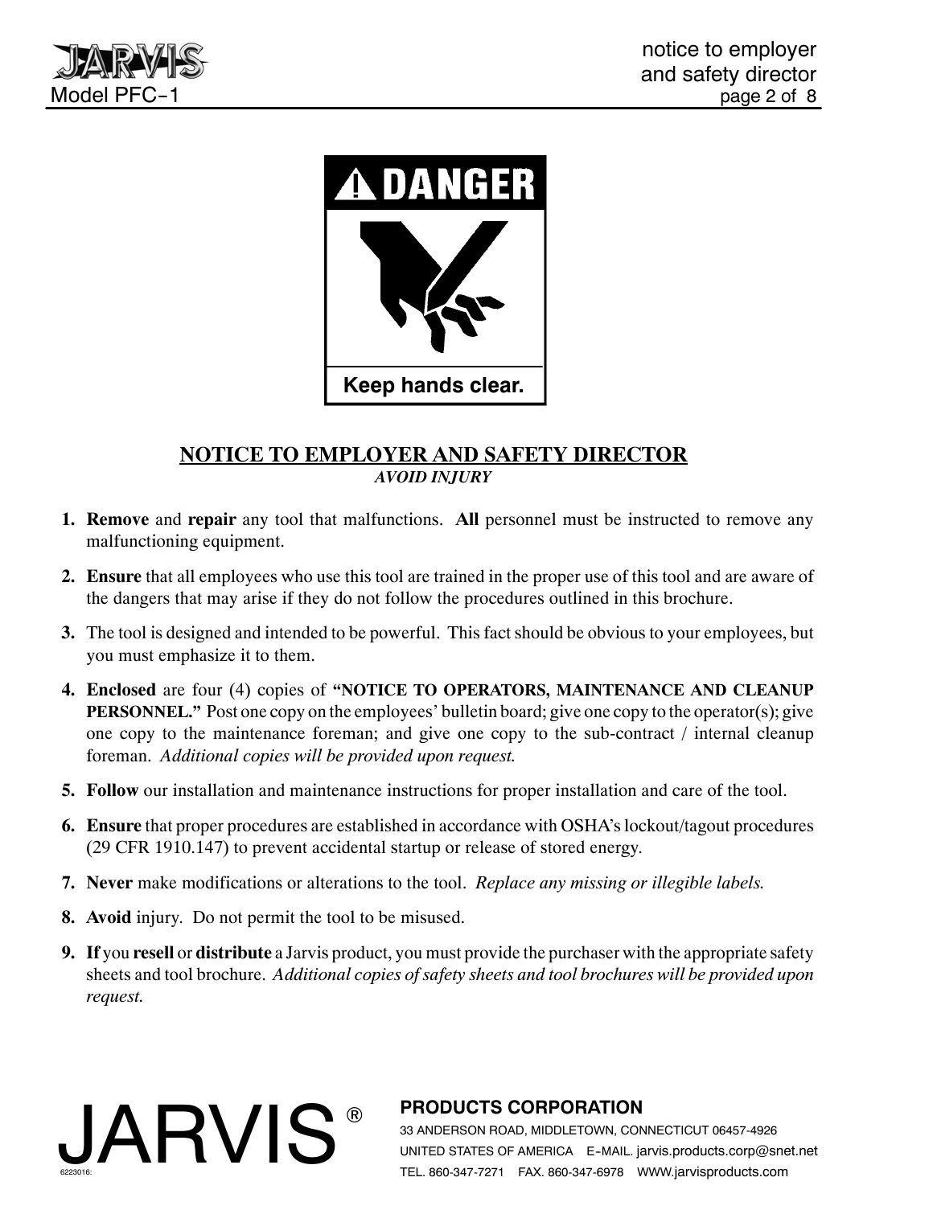**DANGER**

Keep hands clear.

## NOTICE TO EMPLOYER AND SAFETY DIRECTOR

*AVOID INJURY*

1. **Remove** and **repair** any tool that malfunctions. **All** personnel must be instructed to remove any malfunctioning equipment.
2. **Ensure** that all employees who use this tool are trained in the proper use of this tool and are aware of the dangers that may arise if they do not follow the procedures outlined in this brochure.
3. The tool is designed and intended to be powerful. This fact should be obvious to your employees, but you must emphasize it to them.
4. **Enclosed** are four (4) copies of **"NOTICE TO OPERATORS, MAINTENANCE AND CLEANUP PERSONNEL."** Post one copy on the employees' bulletin board; give one copy to the operator(s); give one copy to the maintenance foreman; and give one copy to the sub-contract / internal cleanup foreman. *Additional copies will be provided upon request.*
5. **Follow** our installation and maintenance instructions for proper installation and care of the tool.
6. **Ensure** that proper procedures are established in accordance with OSHA's lockout/tagout procedures (29 CFR 1910.147) to prevent accidental startup or release of stored energy.
7. **Never** make modifications or alterations to the tool. *Replace any missing or illegible labels.*
8. **Avoid** injury. Do not permit the tool to be misused.
9. **If** you **resell** or **distribute** a Jarvis product, you must provide the purchaser with the appropriate safety sheets and tool brochure. *Additional copies of safety sheets and tool brochures will be provided upon request.*

JARVIS®

**PRODUCTS CORPORATION**

33 ANDERSON ROAD, MIDDLETOWN, CONNECTICUT 06457-4926

UNITED STATES OF AMERICA E-MAIL. jarvis.products.corp@snet.net

TEL. 860-347-7271 FAX. 860-347-6978 WWW.jarvisproducts.com

6223016: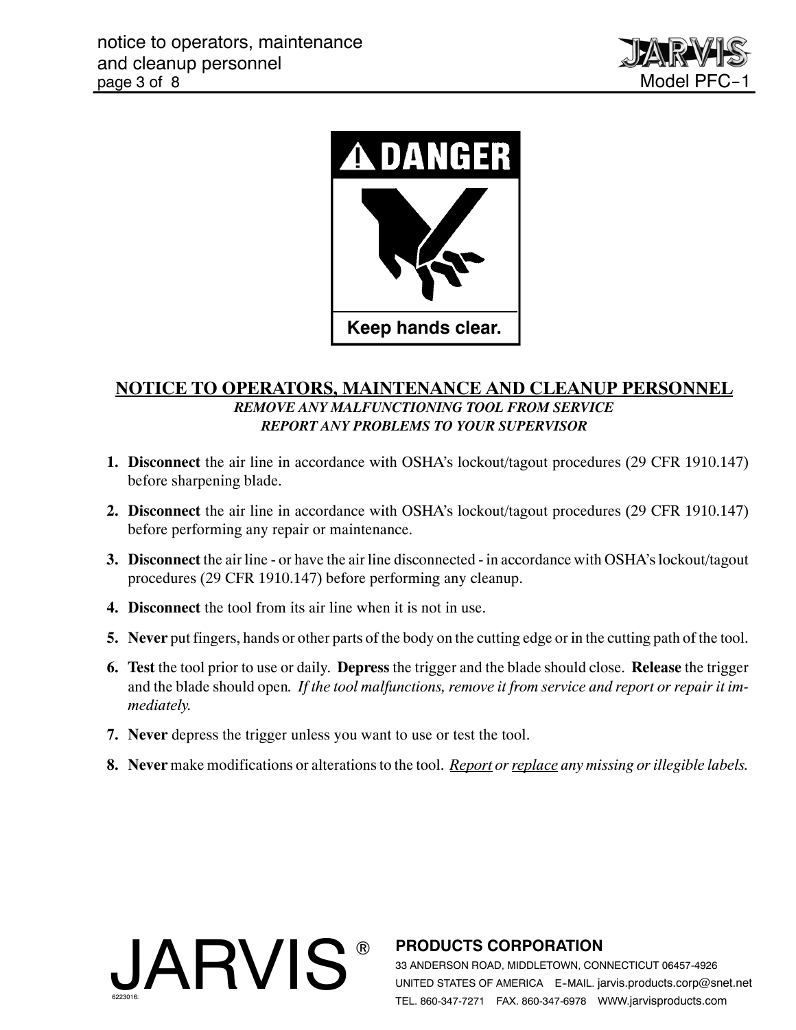**DANGER**

Keep hands clear.

## NOTICE TO OPERATORS, MAINTENANCE AND CLEANUP PERSONNEL

***REMOVE ANY MALFUNCTIONING TOOL FROM SERVICE***

***REPORT ANY PROBLEMS TO YOUR SUPERVISOR***

1. **Disconnect** the air line in accordance with OSHA's lockout/tagout procedures (29 CFR 1910.147) before sharpening blade.
2. **Disconnect** the air line in accordance with OSHA's lockout/tagout procedures (29 CFR 1910.147) before performing any repair or maintenance.
3. **Disconnect** the air line - or have the air line disconnected - in accordance with OSHA's lockout/tagout procedures (29 CFR 1910.147) before performing any cleanup.
4. **Disconnect** the tool from its air line when it is not in use.
5. **Never** put fingers, hands or other parts of the body on the cutting edge or in the cutting path of the tool.
6. **Test** the tool prior to use or daily. **Depress** the trigger and the blade should close. **Release** the trigger and the blade should open. *If the tool malfunctions, remove it from service and report or repair it immediately.*
7. **Never** depress the trigger unless you want to use or test the tool.
8. **Never** make modifications or alterations to the tool. *Report or replace any missing or illegible labels.*

JARVIS® PRODUCTS CORPORATION
33 ANDERSON ROAD, MIDDLETOWN, CONNECTICUT 06457-4926
UNITED STATES OF AMERICA E-MAIL. jarvis.products.corp@snet.net
TEL. 860-347-7271 FAX. 860-347-6978 WWW.jarvisproducts.com

6223016: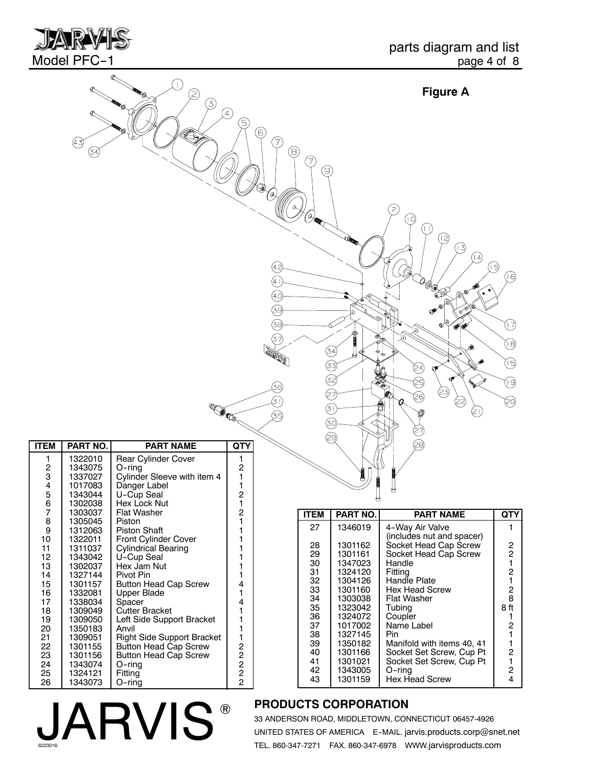# Model PFC-1

## parts diagram and list

**Figure A**

| ITEM | PART NO. | PART NAME | QTY |
|---|---|---|---|
| 1 | 1322010 | Rear Cylinder Cover | 1 |
| 2 | 1343075 | O-ring | 2 |
| 3 | 1337027 | Cylinder Sleeve with item 4 | 1 |
| 4 | 1017083 | Danger Label | 1 |
| 5 | 1343044 | U-Cup Seal | 2 |
| 6 | 1302038 | Hex Lock Nut | 1 |
| 7 | 1303037 | Flat Washer | 2 |
| 8 | 1305045 | Piston | 1 |
| 9 | 1312063 | Piston Shaft | 1 |
| 10 | 1322011 | Front Cylinder Cover | 1 |
| 11 | 1311037 | Cylindrical Bearing | 1 |
| 12 | 1343042 | U-Cup Seal | 1 |
| 13 | 1302037 | Hex Jam Nut | 1 |
| 14 | 1327144 | Pivot Pin | 1 |
| 15 | 1301157 | Button Head Cap Screw | 4 |
| 16 | 1332081 | Upper Blade | 1 |
| 17 | 1338034 | Spacer | 4 |
| 18 | 1309049 | Cutter Bracket | 1 |
| 19 | 1309050 | Left Side Support Bracket | 1 |
| 20 | 1350183 | Anvil | 1 |
| 21 | 1309051 | Right Side Support Bracket | 1 |
| 22 | 1301155 | Button Head Cap Screw | 2 |
| 23 | 1301156 | Button Head Cap Screw | 2 |
| 24 | 1343074 | O-ring | 2 |
| 25 | 1324121 | Fitting | 2 |
| 26 | 1343073 | O-ring | 2 |
| 27 | 1346019 | 4-Way Air Valve (includes nut and spacer) | 1 |
| 28 | 1301162 | Socket Head Cap Screw | 2 |
| 29 | 1301161 | Socket Head Cap Screw | 2 |
| 30 | 1347023 | Handle | 1 |
| 31 | 1324120 | Fitting | 2 |
| 32 | 1304126 | Handle Plate | 1 |
| 33 | 1301160 | Hex Head Screw | 2 |
| 34 | 1303038 | Flat Washer | 8 |
| 35 | 1323042 | Tubing | 8 ft |
| 36 | 1324072 | Coupler | 1 |
| 37 | 1017002 | Name Label | 2 |
| 38 | 1327145 | Pin | 1 |
| 39 | 1350182 | Manifold with items 40, 41 | 1 |
| 40 | 1301166 | Socket Set Screw, Cup Pt | 2 |
| 41 | 1301021 | Socket Set Screw, Cup Pt | 1 |
| 42 | 1343005 | O-ring | 2 |
| 43 | 1301159 | Hex Head Screw | 4 |

JARVIS®

**PRODUCTS CORPORATION**

33 ANDERSON ROAD, MIDDLETOWN, CONNECTICUT 06457-4926
UNITED STATES OF AMERICA E-MAIL. jarvis.products.corp@snet.net
TEL. 860-347-7271 FAX. 860-347-6978 WWW.jarvisproducts.com

6223016: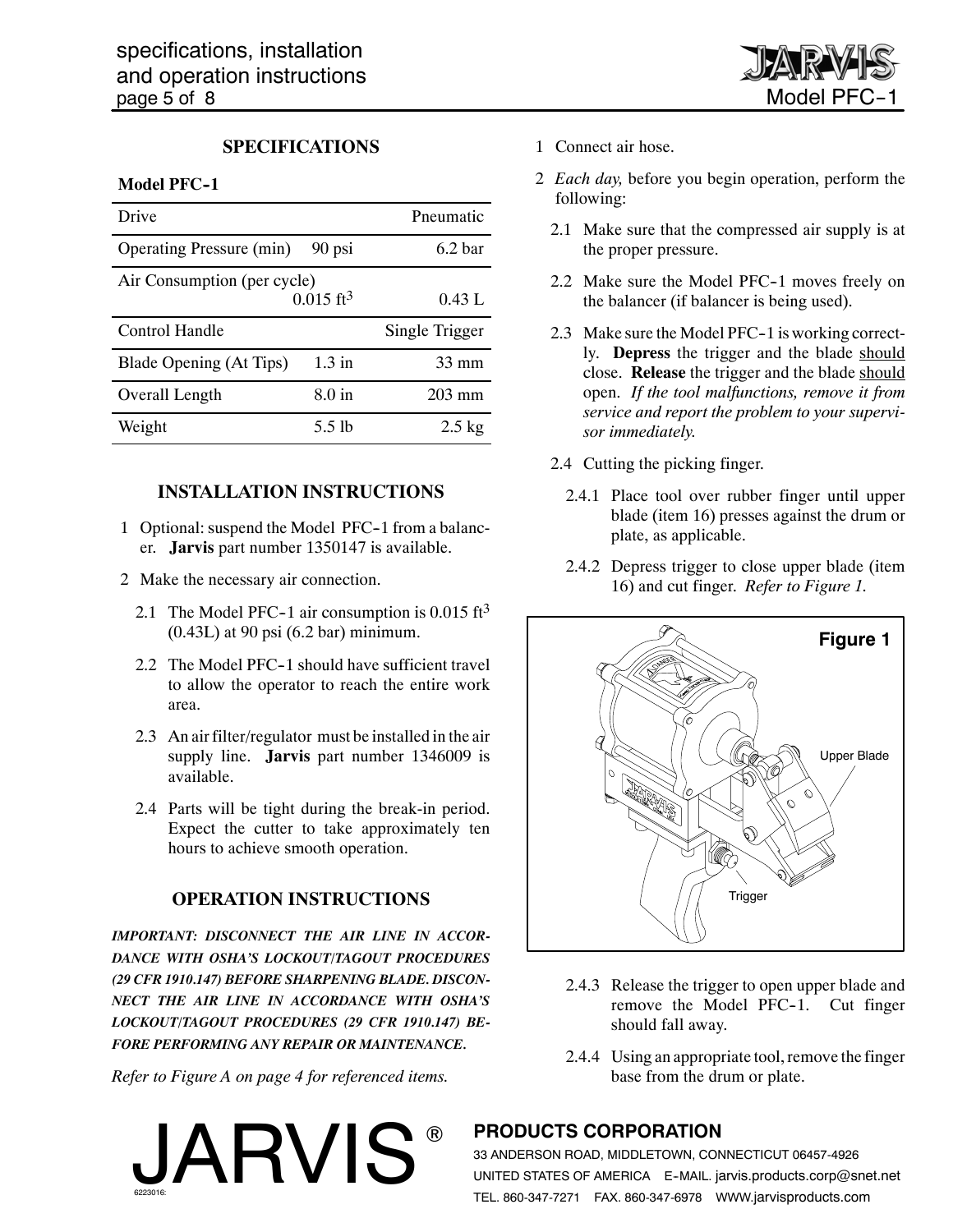## SPECIFICATIONS

**Model PFC-1**

| | | |
|---|---|---|
| Drive | | Pneumatic |
| Operating Pressure (min) | 90 psi | 6.2 bar |
| Air Consumption (per cycle) | 0.015 $ft^3$ | 0.43 L |
| Control Handle | | Single Trigger |
| Blade Opening (At Tips) | 1.3 in | 33 mm |
| Overall Length | 8.0 in | 203 mm |
| Weight | 5.5 lb | 2.5 kg |

## INSTALLATION INSTRUCTIONS

1 Optional: suspend the Model PFC-1 from a balancer. **Jarvis** part number 1350147 is available.

2 Make the necessary air connection.

2.1 The Model PFC-1 air consumption is 0.015 $ft^3$ (0.43L) at 90 psi (6.2 bar) minimum.

2.2 The Model PFC-1 should have sufficient travel to allow the operator to reach the entire work area.

2.3 An air filter/regulator must be installed in the air supply line. **Jarvis** part number 1346009 is available.

2.4 Parts will be tight during the break-in period. Expect the cutter to take approximately ten hours to achieve smooth operation.

## OPERATION INSTRUCTIONS

***IMPORTANT: DISCONNECT THE AIR LINE IN ACCORDANCE WITH OSHA'S LOCKOUT/TAGOUT PROCEDURES (29 CFR 1910.147) BEFORE SHARPENING BLADE. DISCONNECT THE AIR LINE IN ACCORDANCE WITH OSHA'S LOCKOUT/TAGOUT PROCEDURES (29 CFR 1910.147) BEFORE PERFORMING ANY REPAIR OR MAINTENANCE.***

*Refer to Figure A on page 4 for referenced items.*

1 Connect air hose.

2 *Each day,* before you begin operation, perform the following:

2.1 Make sure that the compressed air supply is at the proper pressure.

2.2 Make sure the Model PFC-1 moves freely on the balancer (if balancer is being used).

2.3 Make sure the Model PFC-1 is working correctly. **Depress** the trigger and the blade should close. **Release** the trigger and the blade should open. *If the tool malfunctions, remove it from service and report the problem to your supervisor immediately.*

2.4 Cutting the picking finger.

2.4.1 Place tool over rubber finger until upper blade (item 16) presses against the drum or plate, as applicable.

2.4.2 Depress trigger to close upper blade (item 16) and cut finger. *Refer to Figure 1.*

**Figure 1**

Upper Blade

Trigger

2.4.3 Release the trigger to open upper blade and remove the Model PFC-1. Cut finger should fall away.

2.4.4 Using an appropriate tool, remove the finger base from the drum or plate.

JARVIS®

**PRODUCTS CORPORATION**

33 ANDERSON ROAD, MIDDLETOWN, CONNECTICUT 06457-4926
UNITED STATES OF AMERICA E-MAIL. jarvis.products.corp@snet.net
TEL. 860-347-7271 FAX. 860-347-6978 WWW.jarvisproducts.com

6223016: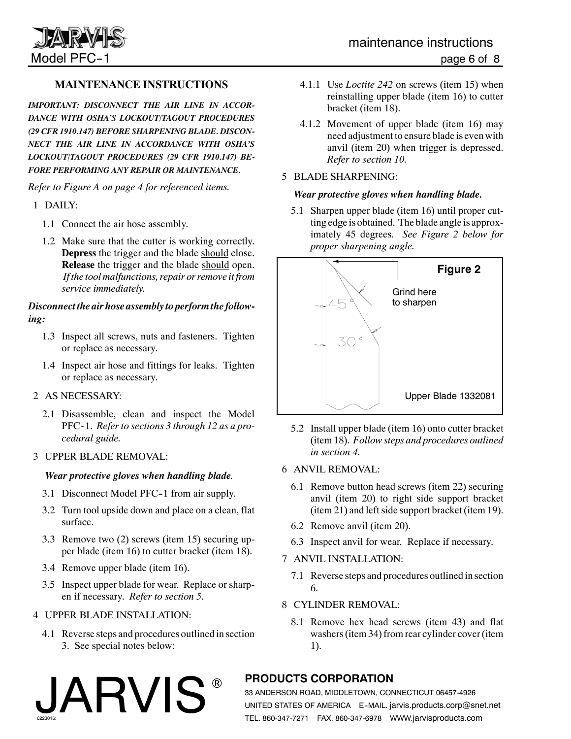## MAINTENANCE INSTRUCTIONS

***IMPORTANT: DISCONNECT THE AIR LINE IN ACCORDANCE WITH OSHA'S LOCKOUT/TAGOUT PROCEDURES (29 CFR 1910.147) BEFORE SHARPENING BLADE. DISCONNECT THE AIR LINE IN ACCORDANCE WITH OSHA'S LOCKOUT/TAGOUT PROCEDURES (29 CFR 1910.147) BEFORE PERFORMING ANY REPAIR OR MAINTENANCE.***

*Refer to Figure A on page 4 for referenced items.*

1 DAILY:

1.1 Connect the air hose assembly.

1.2 Make sure that the cutter is working correctly. **Depress** the trigger and the blade should close. **Release** the trigger and the blade should open. *If the tool malfunctions, repair or remove it from service immediately.*

***Disconnect the air hose assembly to perform the following:***

1.3 Inspect all screws, nuts and fasteners. Tighten or replace as necessary.

1.4 Inspect air hose and fittings for leaks. Tighten or replace as necessary.

2 AS NECESSARY:

2.1 Disassemble, clean and inspect the Model PFC-1. *Refer to sections 3 through 12 as a procedural guide.*

3 UPPER BLADE REMOVAL:

***Wear protective gloves when handling blade.***

3.1 Disconnect Model PFC-1 from air supply.

3.2 Turn tool upside down and place on a clean, flat surface.

3.3 Remove two (2) screws (item 15) securing upper blade (item 16) to cutter bracket (item 18).

3.4 Remove upper blade (item 16).

3.5 Inspect upper blade for wear. Replace or sharpen if necessary. *Refer to section 5.*

4 UPPER BLADE INSTALLATION:

4.1 Reverse steps and procedures outlined in section 3. See special notes below:

4.1.1 Use *Loctite 242* on screws (item 15) when reinstalling upper blade (item 16) to cutter bracket (item 18).

4.1.2 Movement of upper blade (item 16) may need adjustment to ensure blade is even with anvil (item 20) when trigger is depressed. *Refer to section 10.*

5 BLADE SHARPENING:

***Wear protective gloves when handling blade.***

5.1 Sharpen upper blade (item 16) until proper cutting edge is obtained. The blade angle is approximately 45 degrees. *See Figure 2 below for proper sharpening angle.*

**Figure 2**

45° 30° Grind here to sharpen

Upper Blade 1332081

5.2 Install upper blade (item 16) onto cutter bracket (item 18). *Follow steps and procedures outlined in section 4.*

6 ANVIL REMOVAL:

6.1 Remove button head screws (item 22) securing anvil (item 20) to right side support bracket (item 21) and left side support bracket (item 19).

6.2 Remove anvil (item 20).

6.3 Inspect anvil for wear. Replace if necessary.

7 ANVIL INSTALLATION:

7.1 Reverse steps and procedures outlined in section 6.

8 CYLINDER REMOVAL:

8.1 Remove hex head screws (item 43) and flat washers (item 34) from rear cylinder cover (item 1).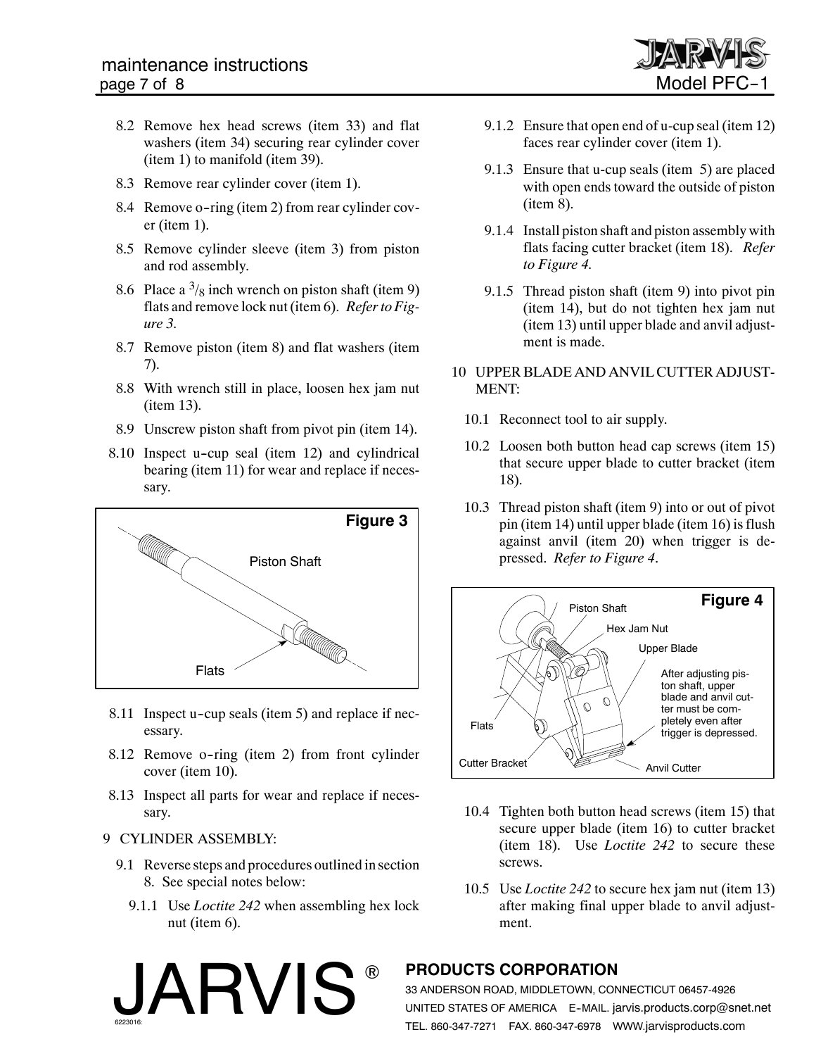8.2 Remove hex head screws (item 33) and flat washers (item 34) securing rear cylinder cover (item 1) to manifold (item 39).

8.3 Remove rear cylinder cover (item 1).

8.4 Remove o-ring (item 2) from rear cylinder cover (item 1).

8.5 Remove cylinder sleeve (item 3) from piston and rod assembly.

8.6 Place a $^{3}/_{8}$ inch wrench on piston shaft (item 9) flats and remove lock nut (item 6). *Refer to Figure 3.*

8.7 Remove piston (item 8) and flat washers (item 7).

8.8 With wrench still in place, loosen hex jam nut (item 13).

8.9 Unscrew piston shaft from pivot pin (item 14).

8.10 Inspect u-cup seal (item 12) and cylindrical bearing (item 11) for wear and replace if necessary.

**Figure 3**

Piston Shaft

Flats

8.11 Inspect u-cup seals (item 5) and replace if necessary.

8.12 Remove o-ring (item 2) from front cylinder cover (item 10).

8.13 Inspect all parts for wear and replace if necessary.

## 9 CYLINDER ASSEMBLY:

9.1 Reverse steps and procedures outlined in section 8. See special notes below:

9.1.1 Use *Loctite 242* when assembling hex lock nut (item 6).

9.1.2 Ensure that open end of u-cup seal (item 12) faces rear cylinder cover (item 1).

9.1.3 Ensure that u-cup seals (item 5) are placed with open ends toward the outside of piston (item 8).

9.1.4 Install piston shaft and piston assembly with flats facing cutter bracket (item 18). *Refer to Figure 4.*

9.1.5 Thread piston shaft (item 9) into pivot pin (item 14), but do not tighten hex jam nut (item 13) until upper blade and anvil adjustment is made.

## 10 UPPER BLADE AND ANVIL CUTTER ADJUSTMENT:

10.1 Reconnect tool to air supply.

10.2 Loosen both button head cap screws (item 15) that secure upper blade to cutter bracket (item 18).

10.3 Thread piston shaft (item 9) into or out of pivot pin (item 14) until upper blade (item 16) is flush against anvil (item 20) when trigger is depressed. *Refer to Figure 4*.

**Figure 4**

Piston Shaft

Hex Jam Nut

Upper Blade

After adjusting piston shaft, upper blade and anvil cutter must be completely even after trigger is depressed.

Flats

Cutter Bracket

Anvil Cutter

10.4 Tighten both button head screws (item 15) that secure upper blade (item 16) to cutter bracket (item 18). Use *Loctite 242* to secure these screws.

10.5 Use *Loctite 242* to secure hex jam nut (item 13) after making final upper blade to anvil adjustment.

JARVIS®

**PRODUCTS CORPORATION**

33 ANDERSON ROAD, MIDDLETOWN, CONNECTICUT 06457-4926
UNITED STATES OF AMERICA E-MAIL. jarvis.products.corp@snet.net
TEL. 860-347-7271 FAX. 860-347-6978 WWW.jarvisproducts.com

6223016: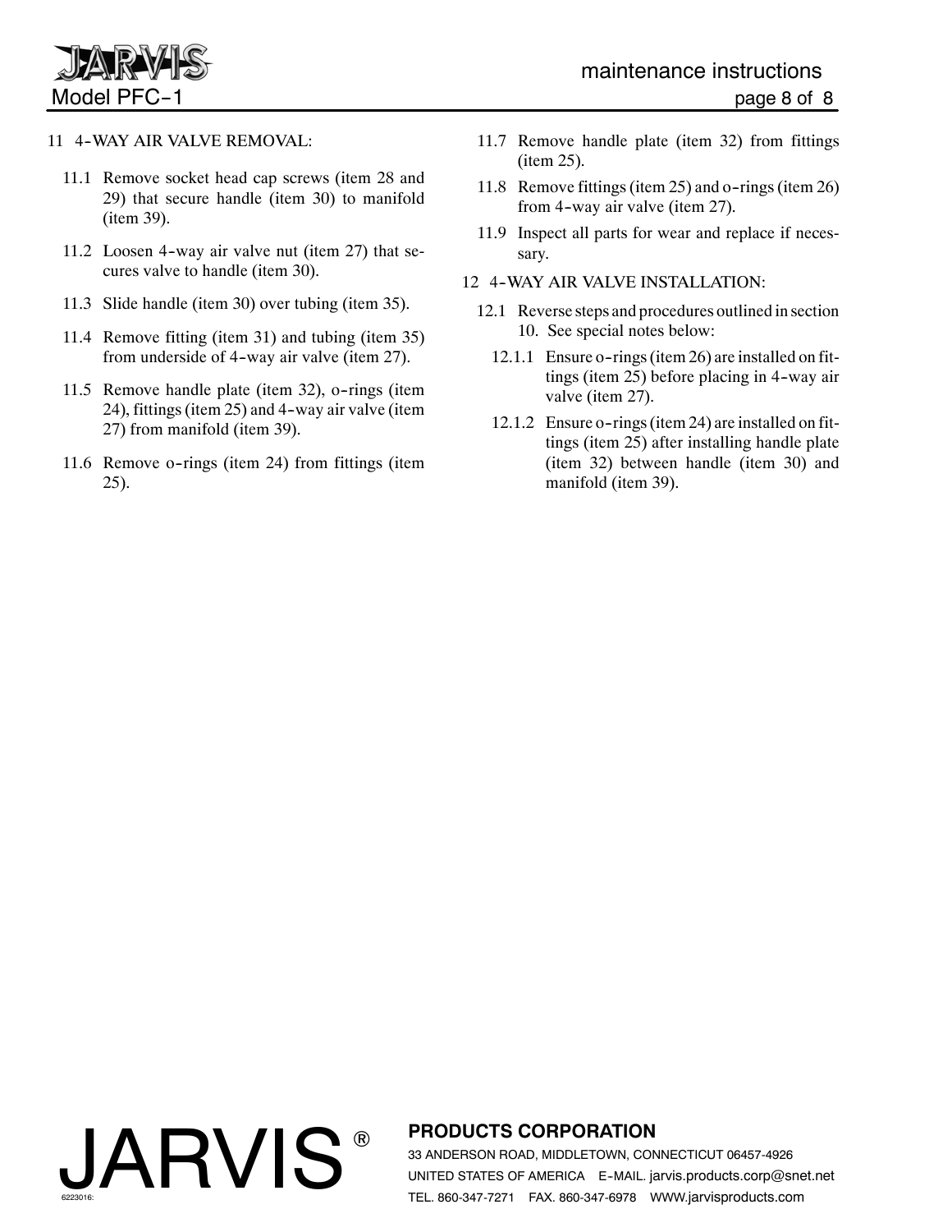## 11 4-WAY AIR VALVE REMOVAL:

11.1 Remove socket head cap screws (item 28 and 29) that secure handle (item 30) to manifold (item 39).

11.2 Loosen 4-way air valve nut (item 27) that secures valve to handle (item 30).

11.3 Slide handle (item 30) over tubing (item 35).

11.4 Remove fitting (item 31) and tubing (item 35) from underside of 4-way air valve (item 27).

11.5 Remove handle plate (item 32), o-rings (item 24), fittings (item 25) and 4-way air valve (item 27) from manifold (item 39).

11.6 Remove o-rings (item 24) from fittings (item 25).

11.7 Remove handle plate (item 32) from fittings (item 25).

11.8 Remove fittings (item 25) and o-rings (item 26) from 4-way air valve (item 27).

11.9 Inspect all parts for wear and replace if necessary.

## 12 4-WAY AIR VALVE INSTALLATION:

12.1 Reverse steps and procedures outlined in section 10. See special notes below:

12.1.1 Ensure o-rings (item 26) are installed on fittings (item 25) before placing in 4-way air valve (item 27).

12.1.2 Ensure o-rings (item 24) are installed on fittings (item 25) after installing handle plate (item 32) between handle (item 30) and manifold (item 39).

JARVIS®

6223016:

**PRODUCTS CORPORATION**

33 ANDERSON ROAD, MIDDLETOWN, CONNECTICUT 06457-4926

UNITED STATES OF AMERICA E-MAIL. jarvis.products.corp@snet.net

TEL. 860-347-7271 FAX. 860-347-6978 WWW.jarvisproducts.com